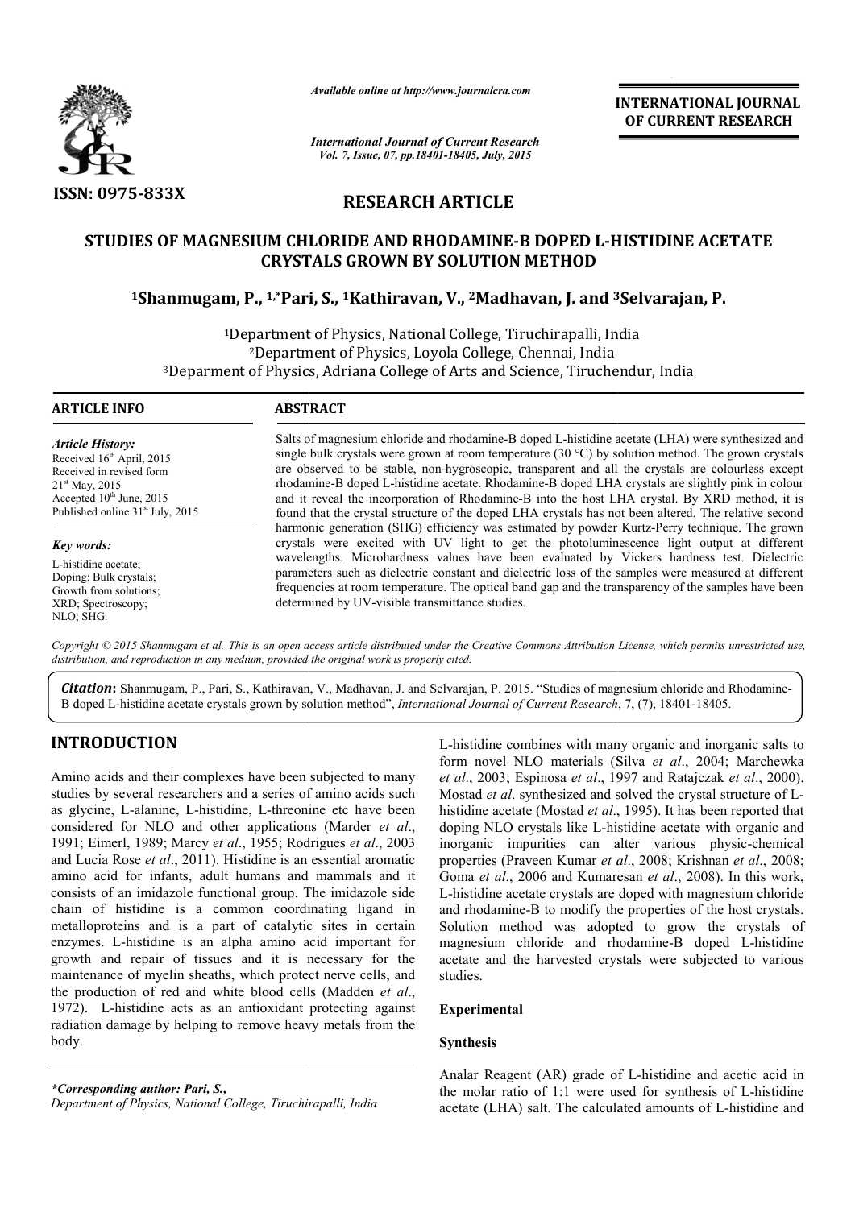*Available online at http://www.journalcra.com*

*International Journal of Current Research*
*Vol. 7, Issue, 07, pp.18401-18405, July, 2015*

**INTERNATIONAL JOURNAL OF CURRENT RESEARCH**

ISSN: 0975-833X

# RESEARCH ARTICLE

## STUDIES OF MAGNESIUM CHLORIDE AND RHODAMINE-B DOPED L-HISTIDINE ACETATE CRYSTALS GROWN BY SOLUTION METHOD

**[1]Shanmugam, P., [1,*]Pari, S., [1]Kathiravan, V., [2]Madhavan, J. and [3]Selvarajan, P.**

[1]Department of Physics, National College, Tiruchirapalli, India
[2]Department of Physics, Loyola College, Chennai, India
[3]Deparment of Physics, Adriana College of Arts and Science, Tiruchendur, India

**ARTICLE INFO**

*Article History:*
Received 16th April, 2015
Received in revised form
21st May, 2015
Accepted 10th June, 2015
Published online 31st July, 2015

*Key words:*
L-histidine acetate;
Doping; Bulk crystals;
Growth from solutions;
XRD; Spectroscopy;
NLO; SHG.

**ABSTRACT**

Salts of magnesium chloride and rhodamine-B doped L-histidine acetate (LHA) were synthesized and single bulk crystals were grown at room temperature (30 °C) by solution method. The grown crystals are observed to be stable, non-hygroscopic, transparent and all the crystals are colourless except rhodamine-B doped L-histidine acetate. Rhodamine-B doped LHA crystals are slightly pink in colour and it reveal the incorporation of Rhodamine-B into the host LHA crystal. By XRD method, it is found that the crystal structure of the doped LHA crystals has not been altered. The relative second harmonic generation (SHG) efficiency was estimated by powder Kurtz-Perry technique. The grown crystals were excited with UV light to get the photoluminescence light output at different wavelengths. Microhardness values have been evaluated by Vickers hardness test. Dielectric parameters such as dielectric constant and dielectric loss of the samples were measured at different frequencies at room temperature. The optical band gap and the transparency of the samples have been determined by UV-visible transmittance studies.

*Copyright © 2015 Shanmugam et al. This is an open access article distributed under the Creative Commons Attribution License, which permits unrestricted use, distribution, and reproduction in any medium, provided the original work is properly cited.*

***Citation*: Shanmugam, P., Pari, S., Kathiravan, V., Madhavan, J. and Selvarajan, P. 2015. "Studies of magnesium chloride and Rhodamine-B doped L-histidine acetate crystals grown by solution method", *International Journal of Current Research*, 7, (7), 18401-18405.**

## INTRODUCTION

Amino acids and their complexes have been subjected to many studies by several researchers and a series of amino acids such as glycine, L-alanine, L-histidine, L-threonine etc have been considered for NLO and other applications (Marder *et al*., 1991; Eimerl, 1989; Marcy *et al*., 1955; Rodrigues *et al*., 2003 and Lucia Rose *et al*., 2011). Histidine is an essential aromatic amino acid for infants, adult humans and mammals and it consists of an imidazole functional group. The imidazole side chain of histidine is a common coordinating ligand in metalloproteins and is a part of catalytic sites in certain enzymes. L-histidine is an alpha amino acid important for growth and repair of tissues and it is necessary for the maintenance of myelin sheaths, which protect nerve cells, and the production of red and white blood cells (Madden *et al*., 1972). L-histidine acts as an antioxidant protecting against radiation damage by helping to remove heavy metals from the body.

L-histidine combines with many organic and inorganic salts to form novel NLO materials (Silva *et al*., 2004; Marchewka *et al*., 2003; Espinosa *et al*., 1997 and Ratajczak *et al*., 2000). Mostad *et al*. synthesized and solved the crystal structure of L-histidine acetate (Mostad *et al*., 1995). It has been reported that doping NLO crystals like L-histidine acetate with organic and inorganic impurities can alter various physic-chemical properties (Praveen Kumar *et al*., 2008; Krishnan *et al*., 2008; Goma *et al*., 2006 and Kumaresan *et al*., 2008). In this work, L-histidine acetate crystals are doped with magnesium chloride and rhodamine-B to modify the properties of the host crystals. Solution method was adopted to grow the crystals of magnesium chloride and rhodamine-B doped L-histidine acetate and the harvested crystals were subjected to various studies.

### Experimental

#### Synthesis

Analar Reagent (AR) grade of L-histidine and acetic acid in the molar ratio of 1:1 were used for synthesis of L-histidine acetate (LHA) salt. The calculated amounts of L-histidine and

*\*Corresponding author: Pari, S.,*
*Department of Physics, National College, Tiruchirapalli, India*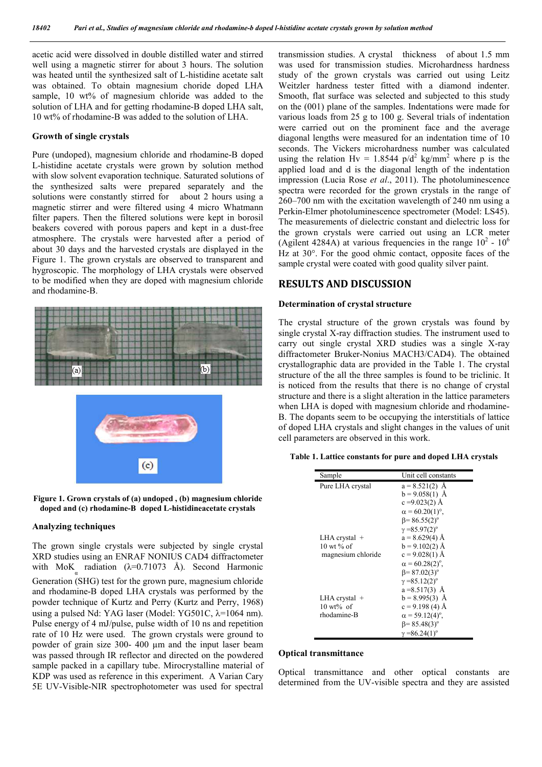acetic acid were dissolved in double distilled water and stirred well using a magnetic stirrer for about 3 hours. The solution was heated until the synthesized salt of L-histidine acetate salt was obtained. To obtain magnesium choride doped LHA sample, 10 wt% of magnesium chloride was added to the solution of LHA and for getting rhodamine-B doped LHA salt, 10 wt% of rhodamine-B was added to the solution of LHA.

### Growth of single crystals

Pure (undoped), magnesium chloride and rhodamine-B doped L-histidine acetate crystals were grown by solution method with slow solvent evaporation technique. Saturated solutions of the synthesized salts were prepared separately and the solutions were constantly stirred for about 2 hours using a magnetic stirrer and were filtered using 4 micro Whatmann filter papers. Then the filtered solutions were kept in borosil beakers covered with porous papers and kept in a dust-free atmosphere. The crystals were harvested after a period of about 30 days and the harvested crystals are displayed in the Figure 1. The grown crystals are observed to transparent and hygroscopic. The morphology of LHA crystals were observed to be modified when they are doped with magnesium chloride and rhodamine-B.

**Figure 1. Grown crystals of (a) undoped , (b) magnesium chloride doped and (c) rhodamine-B doped L-histidineacetate crystals**

### Analyzing techniques

The grown single crystals were subjected by single crystal XRD studies using an ENRAF NONIUS CAD4 diffractometer with $MoK_\alpha$ radiation (λ=0.71073 Å). Second Harmonic Generation (SHG) test for the grown pure, magnesium chloride and rhodamine-B doped LHA crystals was performed by the powder technique of Kurtz and Perry (Kurtz and Perry, 1968) using a pulsed Nd: YAG laser (Model: YG501C, λ=1064 nm). Pulse energy of 4 mJ/pulse, pulse width of 10 ns and repetition rate of 10 Hz were used. The grown crystals were ground to powder of grain size 300- 400 µm and the input laser beam was passed through IR reflector and directed on the powdered sample packed in a capillary tube. Mirocrystalline material of KDP was used as reference in this experiment. A Varian Cary 5E UV-Visible-NIR spectrophotometer was used for spectral transmission studies. A crystal thickness of about 1.5 mm was used for transmission studies. Microhardness hardness study of the grown crystals was carried out using Leitz Weitzler hardness tester fitted with a diamond indenter. Smooth, flat surface was selected and subjected to this study on the (001) plane of the samples. Indentations were made for various loads from 25 g to 100 g. Several trials of indentation were carried out on the prominent face and the average diagonal lengths were measured for an indentation time of 10 seconds. The Vickers microhardness number was calculated using the relation $H_v = 1.8544\ p/d^2$ kg/mm$^2$ where p is the applied load and d is the diagonal length of the indentation impression (Lucia Rose *et al*., 2011). The photoluminescence spectra were recorded for the grown crystals in the range of 260–700 nm with the excitation wavelength of 240 nm using a Perkin-Elmer photoluminescence spectrometer (Model: LS45). The measurements of dielectric constant and dielectric loss for the grown crystals were carried out using an LCR meter (Agilent 4284A) at various frequencies in the range $10^2$ - $10^6$ Hz at 30°. For the good ohmic contact, opposite faces of the sample crystal were coated with good quality silver paint.

## RESULTS AND DISCUSSION

### Determination of crystal structure

The crystal structure of the grown crystals was found by single crystal X-ray diffraction studies. The instrument used to carry out single crystal XRD studies was a single X-ray diffractometer Bruker-Nonius MACH3/CAD4). The obtained crystallographic data are provided in the Table 1. The crystal structure of the all the three samples is found to be triclinic. It is noticed from the results that there is no change of crystal structure and there is a slight alteration in the lattice parameters when LHA is doped with magnesium chloride and rhodamine-B. The dopants seem to be occupying the interstitials of lattice of doped LHA crystals and slight changes in the values of unit cell parameters are observed in this work.

**Table 1. Lattice constants for pure and doped LHA crystals**

| Sample | Unit cell constants |
|---|---|
| Pure LHA crystal | a = 8.521(2) Å<br>b = 9.058(1) Å<br>c =9.023(2) Å<br>α = 60.20(1)°,<br>β= 86.55(2)°<br>γ =85.97(2)° |
| LHA crystal + 10 wt % of magnesium chloride | a = 8.629(4) Å<br>b = 9.102(2) Å<br>c = 9.028(1) Å<br>α = 60.28(2)°,<br>β= 87.02(3)°<br>γ =85.12(2)° |
| LHA crystal + 10 wt% of rhodamine-B | a =8.517(3) Å<br>b = 8.995(3) Å<br>c = 9.198 (4) Å<br>α = 59.12(4)°,<br>β= 85.48(3)°<br>γ =86.24(1)° |

### Optical transmittance

Optical transmittance and other optical constants are determined from the UV-visible spectra and they are assisted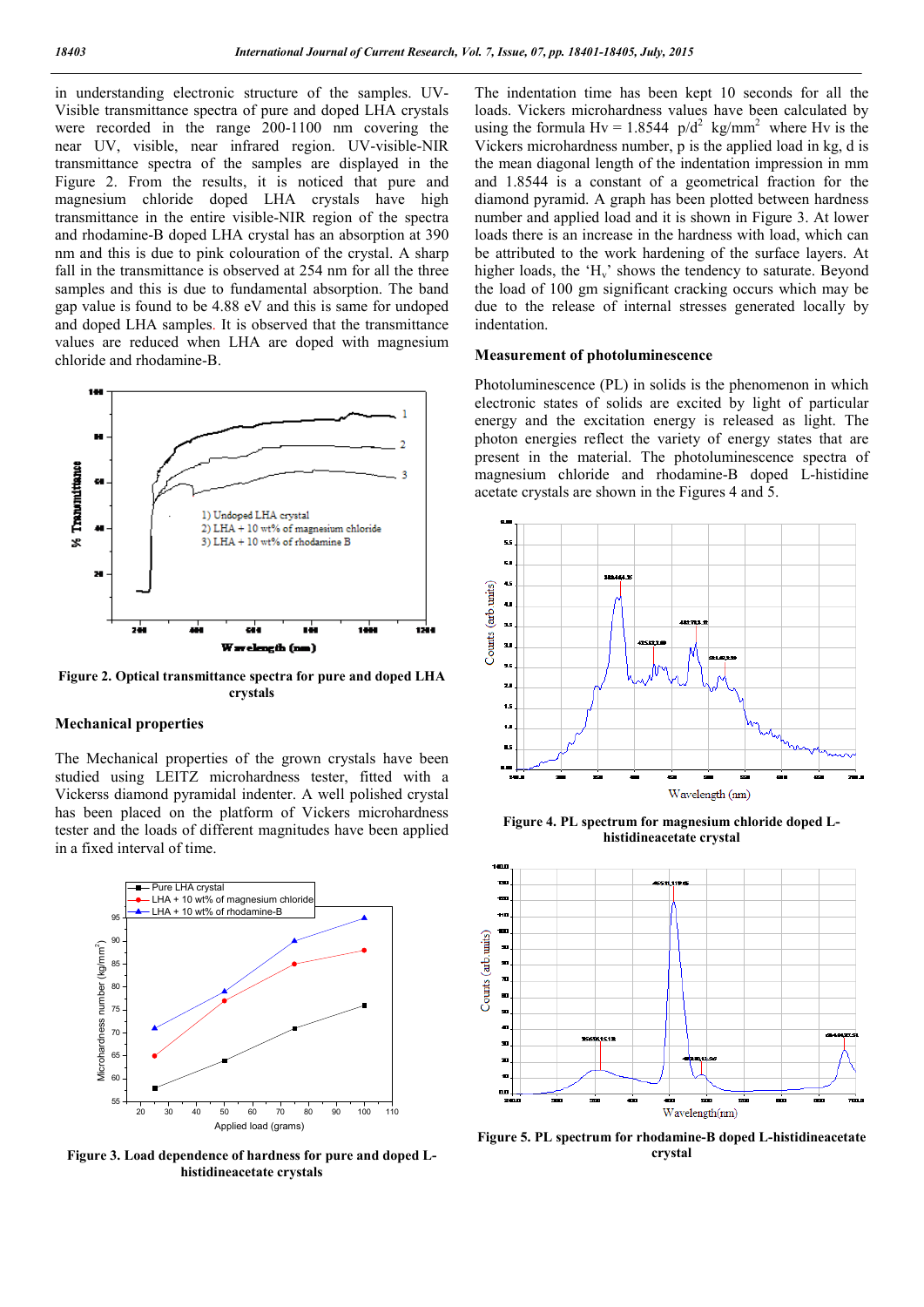in understanding electronic structure of the samples. UV-Visible transmittance spectra of pure and doped LHA crystals were recorded in the range 200-1100 nm covering the near UV, visible, near infrared region. UV-visible-NIR transmittance spectra of the samples are displayed in the Figure 2. From the results, it is noticed that pure and magnesium chloride doped LHA crystals have high transmittance in the entire visible-NIR region of the spectra and rhodamine-B doped LHA crystal has an absorption at 390 nm and this is due to pink colouration of the crystal. A sharp fall in the transmittance is observed at 254 nm for all the three samples and this is due to fundamental absorption. The band gap value is found to be 4.88 eV and this is same for undoped and doped LHA samples. It is observed that the transmittance values are reduced when LHA are doped with magnesium chloride and rhodamine-B.

**Figure 2. Optical transmittance spectra for pure and doped LHA crystals**

## Mechanical properties

The Mechanical properties of the grown crystals have been studied using LEITZ microhardness tester, fitted with a Vickerss diamond pyramidal indenter. A well polished crystal has been placed on the platform of Vickers microhardness tester and the loads of different magnitudes have been applied in a fixed interval of time.

**Figure 3. Load dependence of hardness for pure and doped L-histidineacetate crystals**

The indentation time has been kept 10 seconds for all the loads. Vickers microhardness values have been calculated by using the formula $Hv = 1.8544\ p/d^2\ kg/mm^2$ where Hv is the Vickers microhardness number, p is the applied load in kg, d is the mean diagonal length of the indentation impression in mm and 1.8544 is a constant of a geometrical fraction for the diamond pyramid. A graph has been plotted between hardness number and applied load and it is shown in Figure 3. At lower loads there is an increase in the hardness with load, which can be attributed to the work hardening of the surface layers. At higher loads, the '$H_v$' shows the tendency to saturate. Beyond the load of 100 gm significant cracking occurs which may be due to the release of internal stresses generated locally by indentation.

## Measurement of photoluminescence

Photoluminescence (PL) in solids is the phenomenon in which electronic states of solids are excited by light of particular energy and the excitation energy is released as light. The photon energies reflect the variety of energy states that are present in the material. The photoluminescence spectra of magnesium chloride and rhodamine-B doped L-histidine acetate crystals are shown in the Figures 4 and 5.

**Figure 4. PL spectrum for magnesium chloride doped L-histidineacetate crystal**

**Figure 5. PL spectrum for rhodamine-B doped L-histidineacetate crystal**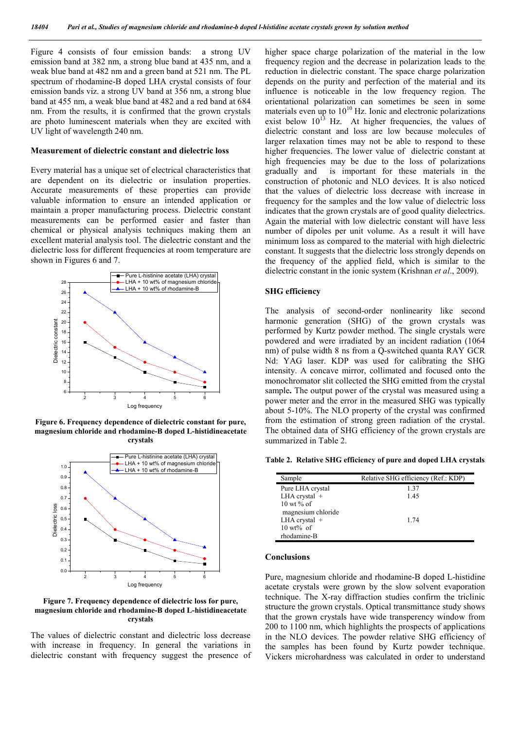Figure 4 consists of four emission bands: a strong UV emission band at 382 nm, a strong blue band at 435 nm, and a weak blue band at 482 nm and a green band at 521 nm. The PL spectrum of rhodamine-B doped LHA crystal consists of four emission bands viz. a strong UV band at 356 nm, a strong blue band at 455 nm, a weak blue band at 482 and a red band at 684 nm. From the results, it is confirmed that the grown crystals are photo luminescent materials when they are excited with UV light of wavelength 240 nm.

### Measurement of dielectric constant and dielectric loss

Every material has a unique set of electrical characteristics that are dependent on its dielectric or insulation properties. Accurate measurements of these properties can provide valuable information to ensure an intended application or maintain a proper manufacturing process. Dielectric constant measurements can be performed easier and faster than chemical or physical analysis techniques making them an excellent material analysis tool. The dielectric constant and the dielectric loss for different frequencies at room temperature are shown in Figures 6 and 7.

**Figure 6. Frequency dependence of dielectric constant for pure, magnesium chloride and rhodamine-B doped L-histidineacetate crystals**

**Figure 7. Frequency dependence of dielectric loss for pure, magnesium chloride and rhodamine-B doped L-histidineacetate crystals**

The values of dielectric constant and dielectric loss decrease with increase in frequency. In general the variations in dielectric constant with frequency suggest the presence of higher space charge polarization of the material in the low frequency region and the decrease in polarization leads to the reduction in dielectric constant. The space charge polarization depends on the purity and perfection of the material and its influence is noticeable in the low frequency region. The orientational polarization can sometimes be seen in some materials even up to $10^{10}$ Hz. Ionic and electronic polarizations exist below $10^{13}$ Hz. At higher frequencies, the values of dielectric constant and loss are low because molecules of larger relaxation times may not be able to respond to these higher frequencies. The lower value of dielectric constant at high frequencies may be due to the loss of polarizations gradually and is important for these materials in the construction of photonic and NLO devices. It is also noticed that the values of dielectric loss decrease with increase in frequency for the samples and the low value of dielectric loss indicates that the grown crystals are of good quality dielectrics. Again the material with low dielectric constant will have less number of dipoles per unit volume. As a result it will have minimum loss as compared to the material with high dielectric constant. It suggests that the dielectric loss strongly depends on the frequency of the applied field, which is similar to the dielectric constant in the ionic system (Krishnan *et al*., 2009).

### SHG efficiency

The analysis of second-order nonlinearity like second harmonic generation (SHG) of the grown crystals was performed by Kurtz powder method. The single crystals were powdered and were irradiated by an incident radiation (1064 nm) of pulse width 8 ns from a Q-switched quanta RAY GCR Nd: YAG laser. KDP was used for calibrating the SHG intensity. A concave mirror, collimated and focused onto the monochromator slit collected the SHG emitted from the crystal sample**.** The output power of the crystal was measured using a power meter and the error in the measured SHG was typically about 5-10%. The NLO property of the crystal was confirmed from the estimation of strong green radiation of the crystal. The obtained data of SHG efficiency of the grown crystals are summarized in Table 2.

**Table 2. Relative SHG efficiency of pure and doped LHA crystals**

| Sample | Relative SHG efficiency (Ref.: KDP) |
|---|---|
| Pure LHA crystal | 1.37 |
| LHA crystal + 10 wt % of magnesium chloride | 1.45 |
| LHA crystal + 10 wt% of rhodamine-B | 1.74 |

### Conclusions

Pure, magnesium chloride and rhodamine-B doped L-histidine acetate crystals were grown by the slow solvent evaporation technique. The X-ray diffraction studies confirm the triclinic structure the grown crystals. Optical transmittance study shows that the grown crystals have wide transperency window from 200 to 1100 nm, which highlights the prospects of applications in the NLO devices. The powder relative SHG efficiency of the samples has been found by Kurtz powder technique. Vickers microhardness was calculated in order to understand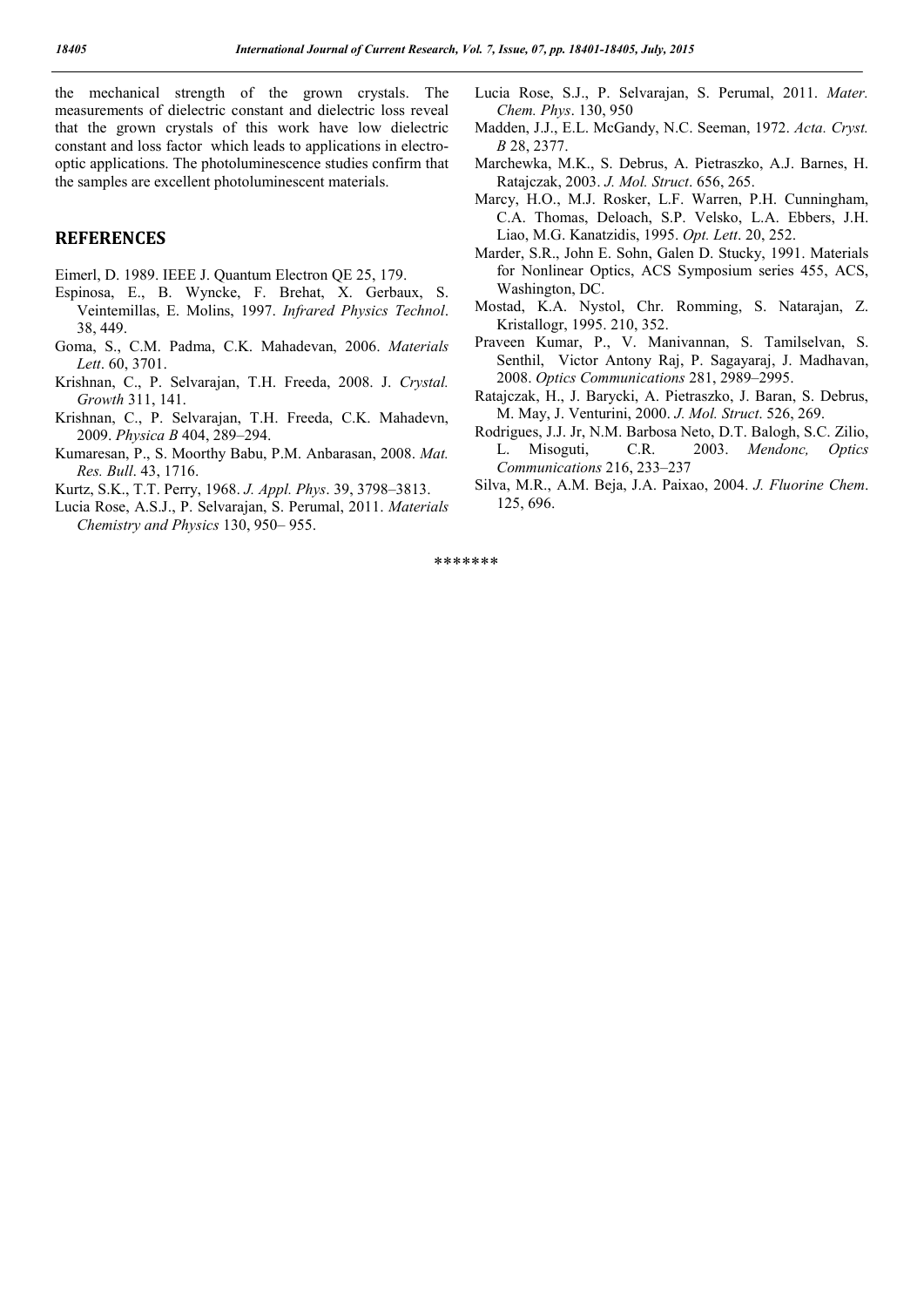the mechanical strength of the grown crystals. The measurements of dielectric constant and dielectric loss reveal that the grown crystals of this work have low dielectric constant and loss factor which leads to applications in electro-optic applications. The photoluminescence studies confirm that the samples are excellent photoluminescent materials.

## REFERENCES

Eimerl, D. 1989. IEEE J. Quantum Electron QE 25, 179.

Espinosa, E., B. Wyncke, F. Brehat, X. Gerbaux, S. Veintemillas, E. Molins, 1997. *Infrared Physics Technol*. 38, 449.

Goma, S., C.M. Padma, C.K. Mahadevan, 2006. *Materials Lett*. 60, 3701.

Krishnan, C., P. Selvarajan, T.H. Freeda, 2008. J. *Crystal. Growth* 311, 141.

Krishnan, C., P. Selvarajan, T.H. Freeda, C.K. Mahadevn, 2009. *Physica B* 404, 289–294.

Kumaresan, P., S. Moorthy Babu, P.M. Anbarasan, 2008. *Mat. Res. Bull*. 43, 1716.

Kurtz, S.K., T.T. Perry, 1968. *J. Appl. Phys*. 39, 3798–3813.

Lucia Rose, A.S.J., P. Selvarajan, S. Perumal, 2011. *Materials Chemistry and Physics* 130, 950– 955.

Lucia Rose, S.J., P. Selvarajan, S. Perumal, 2011. *Mater. Chem. Phys*. 130, 950

Madden, J.J., E.L. McGandy, N.C. Seeman, 1972. *Acta. Cryst. B* 28, 2377.

Marchewka, M.K., S. Debrus, A. Pietraszko, A.J. Barnes, H. Ratajczak, 2003. *J. Mol. Struct*. 656, 265.

Marcy, H.O., M.J. Rosker, L.F. Warren, P.H. Cunningham, C.A. Thomas, Deloach, S.P. Velsko, L.A. Ebbers, J.H. Liao, M.G. Kanatzidis, 1995. *Opt. Lett*. 20, 252.

Marder, S.R., John E. Sohn, Galen D. Stucky, 1991. Materials for Nonlinear Optics, ACS Symposium series 455, ACS, Washington, DC.

Mostad, K.A. Nystol, Chr. Romming, S. Natarajan, Z. Kristallogr, 1995. 210, 352.

Praveen Kumar, P., V. Manivannan, S. Tamilselvan, S. Senthil, Victor Antony Raj, P. Sagayaraj, J. Madhavan, 2008. *Optics Communications* 281, 2989–2995.

Ratajczak, H., J. Barycki, A. Pietraszko, J. Baran, S. Debrus, M. May, J. Venturini, 2000. *J. Mol. Struct*. 526, 269.

Rodrigues, J.J. Jr, N.M. Barbosa Neto, D.T. Balogh, S.C. Zilio, L. Misoguti, C.R. 2003. *Mendonc, Optics Communications* 216, 233–237

Silva, M.R., A.M. Beja, J.A. Paixao, 2004. *J. Fluorine Chem*. 125, 696.

\*\*\*\*\*\*\*